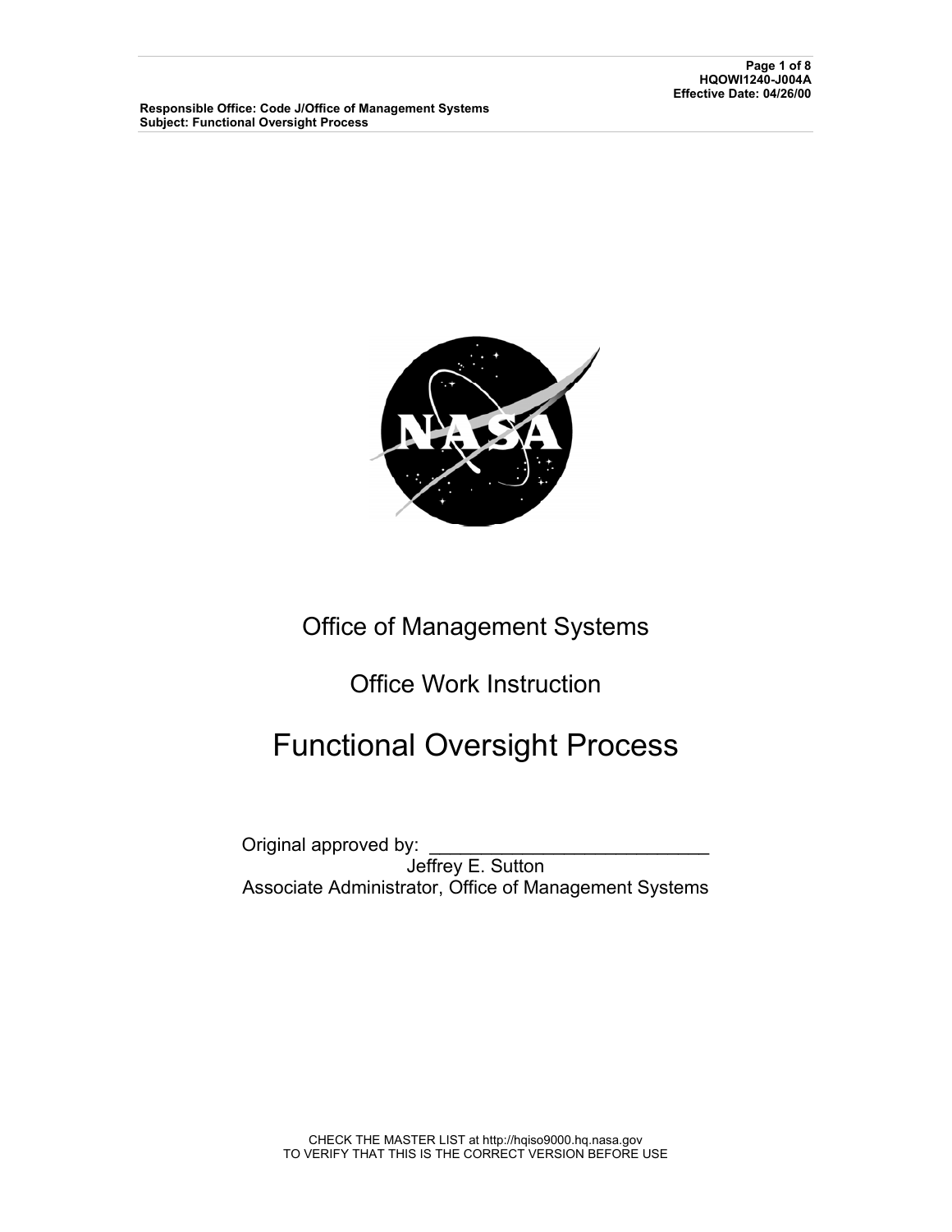Responsible Office: Code J/Office of Management Systems
Subject: Functional Oversight Process

HQOWI1240-J004A
Effective Date: 04/26/00

Office of Management Systems

Office Work Instruction

# Functional Oversight Process

Original approved by: ___________________________
Jeffrey E. Sutton
Associate Administrator, Office of Management Systems

CHECK THE MASTER LIST at http://hqiso9000.hq.nasa.gov
TO VERIFY THAT THIS IS THE CORRECT VERSION BEFORE USE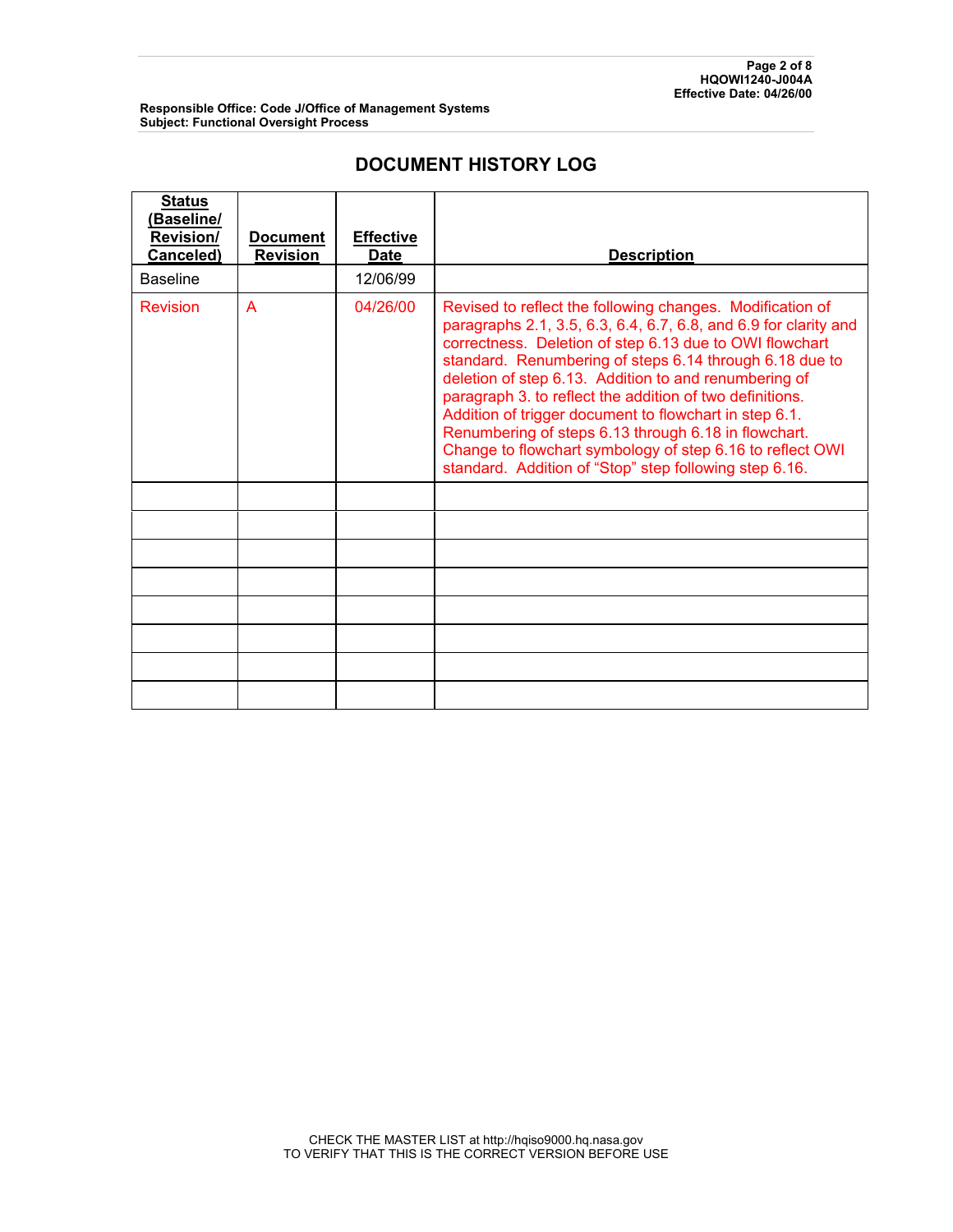## DOCUMENT HISTORY LOG

| Status (Baseline/ Revision/ Canceled) | Document Revision | Effective Date | Description |
|---|---|---|---|
| Baseline | | 12/06/99 | |
| Revision | A | 04/26/00 | Revised to reflect the following changes. Modification of paragraphs 2.1, 3.5, 6.3, 6.4, 6.7, 6.8, and 6.9 for clarity and correctness. Deletion of step 6.13 due to OWI flowchart standard. Renumbering of steps 6.14 through 6.18 due to deletion of step 6.13. Addition to and renumbering of paragraph 3. to reflect the addition of two definitions. Addition of trigger document to flowchart in step 6.1. Renumbering of steps 6.13 through 6.18 in flowchart. Change to flowchart symbology of step 6.16 to reflect OWI standard. Addition of "Stop" step following step 6.16. |
| | | | |
| | | | |
| | | | |
| | | | |
| | | | |
| | | | |
| | | | |
| | | | |

CHECK THE MASTER LIST at http://hqiso9000.hq.nasa.gov
TO VERIFY THAT THIS IS THE CORRECT VERSION BEFORE USE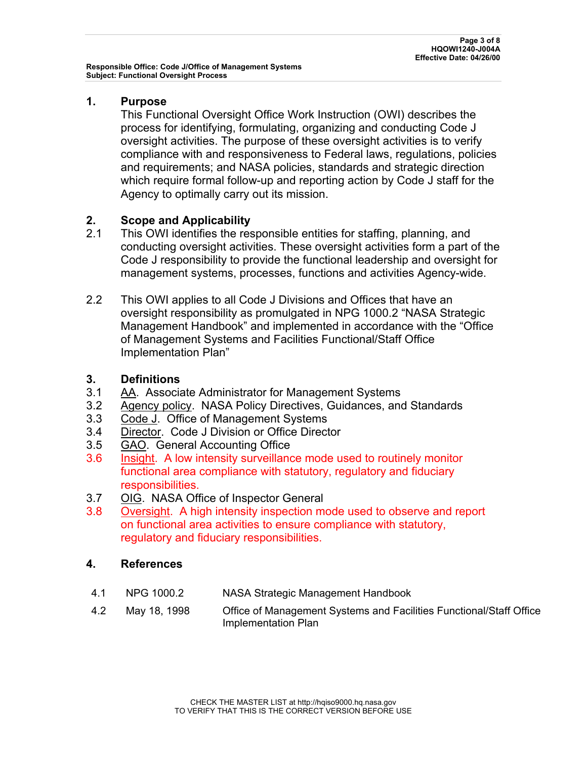## 1. Purpose

This Functional Oversight Office Work Instruction (OWI) describes the process for identifying, formulating, organizing and conducting Code J oversight activities. The purpose of these oversight activities is to verify compliance with and responsiveness to Federal laws, regulations, policies and requirements; and NASA policies, standards and strategic direction which require formal follow-up and reporting action by Code J staff for the Agency to optimally carry out its mission.

## 2. Scope and Applicability

2.1 This OWI identifies the responsible entities for staffing, planning, and conducting oversight activities. These oversight activities form a part of the Code J responsibility to provide the functional leadership and oversight for management systems, processes, functions and activities Agency-wide.

2.2 This OWI applies to all Code J Divisions and Offices that have an oversight responsibility as promulgated in NPG 1000.2 "NASA Strategic Management Handbook" and implemented in accordance with the "Office of Management Systems and Facilities Functional/Staff Office Implementation Plan"

## 3. Definitions

3.1 AA. Associate Administrator for Management Systems

3.2 Agency policy. NASA Policy Directives, Guidances, and Standards

3.3 Code J. Office of Management Systems

3.4 Director. Code J Division or Office Director

3.5 GAO. General Accounting Office

3.6 Insight. A low intensity surveillance mode used to routinely monitor functional area compliance with statutory, regulatory and fiduciary responsibilities.

3.7 OIG. NASA Office of Inspector General

3.8 Oversight. A high intensity inspection mode used to observe and report on functional area activities to ensure compliance with statutory, regulatory and fiduciary responsibilities.

## 4. References

| | | |
|---|---|---|
| 4.1 | NPG 1000.2 | NASA Strategic Management Handbook |
| 4.2 | May 18, 1998 | Office of Management Systems and Facilities Functional/Staff Office Implementation Plan |

CHECK THE MASTER LIST at http://hqiso9000.hq.nasa.gov
TO VERIFY THAT THIS IS THE CORRECT VERSION BEFORE USE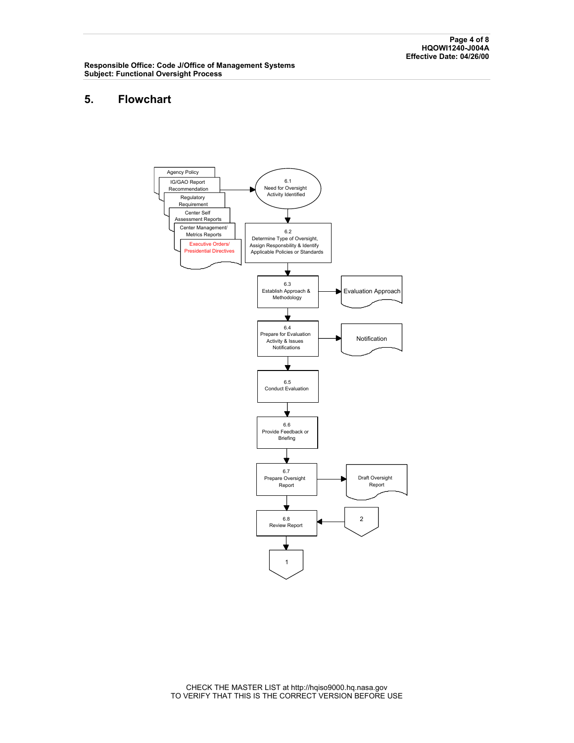## 5. Flowchart

Inputs (documents):
- Agency Policy
- IG/GAO Report Recommendation
- Regulatory Requirement
- Center Self Assessment Reports
- Center Management/ Metrics Reports
- Executive Orders/ Presidential Directives

6.1 Need for Oversight Activity Identified

6.2 Determine Type of Oversight, Assign Responsbility & Identify Applicable Policies or Standards

6.3 Establish Approach & Methodology → Evaluation Approach

6.4 Prepare for Evaluation Activity & Issues Notifications → Notification

6.5 Conduct Evaluation

6.6 Provide Feedback or Briefing

6.7 Prepare Oversight Report → Draft Oversight Report

6.8 Review Report ← 2

1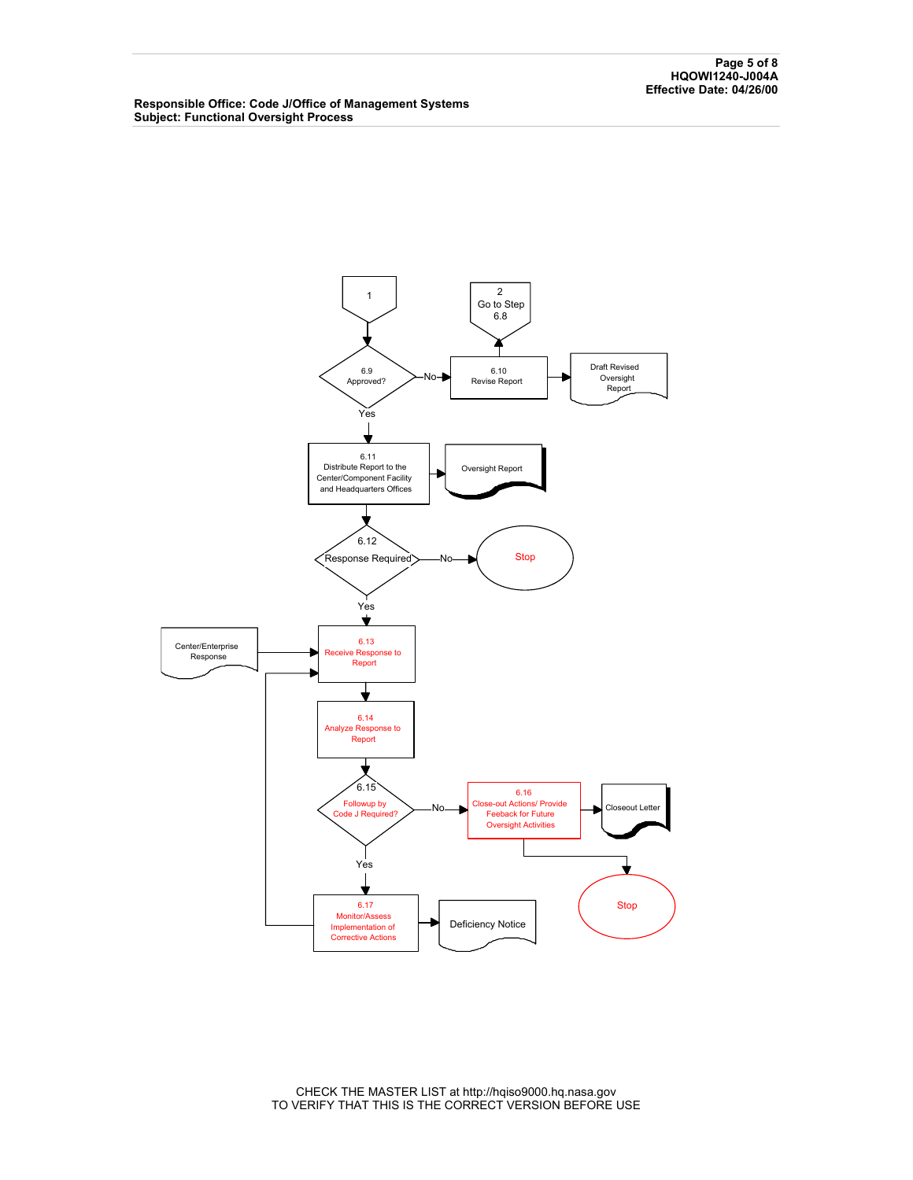**Responsible Office: Code J/Office of Management Systems**
**Subject: Functional Oversight Process**

1

6.9 Approved?

No → 6.10 Revise Report → Draft Revised Oversight Report

6.10 Revise Report → 2 Go to Step 6.8

Yes

6.11 Distribute Report to the Center/Component Facility and Headquarters Offices → Oversight Report

6.12 Response Required

No → Stop

Yes

Center/Enterprise Response → 6.13 Receive Response to Report

6.14 Analyze Response to Report

6.15 Followup by Code J Required?

No → 6.16 Close-out Actions/ Provide Feeback for Future Oversight Activities → Closeout Letter

6.16 → Stop

Yes

6.17 Monitor/Assess Implementation of Corrective Actions → Deficiency Notice

6.17 → 6.13

CHECK THE MASTER LIST at http://hqiso9000.hq.nasa.gov
TO VERIFY THAT THIS IS THE CORRECT VERSION BEFORE USE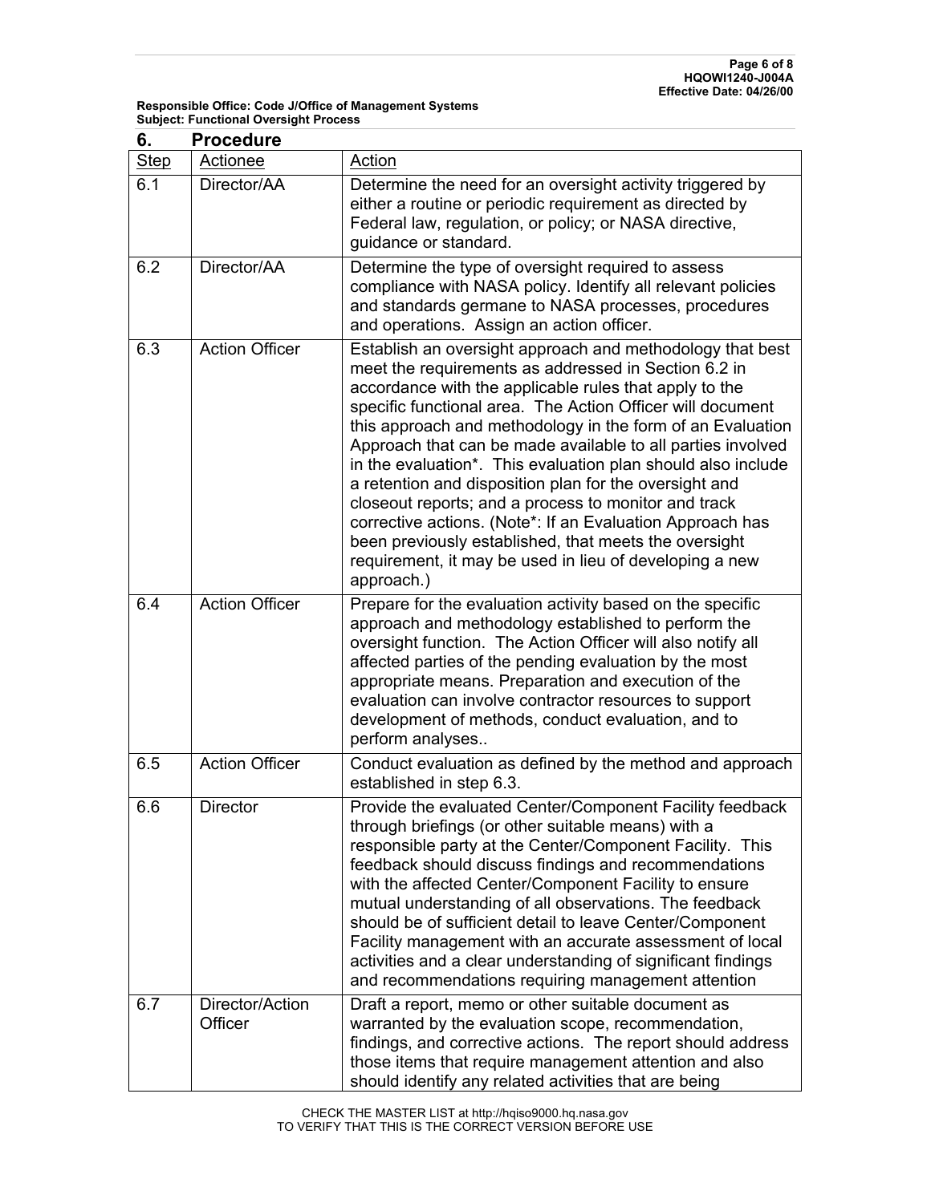## 6. Procedure

| Step | Actionee | Action |
|---|---|---|
| 6.1 | Director/AA | Determine the need for an oversight activity triggered by either a routine or periodic requirement as directed by Federal law, regulation, or policy; or NASA directive, guidance or standard. |
| 6.2 | Director/AA | Determine the type of oversight required to assess compliance with NASA policy. Identify all relevant policies and standards germane to NASA processes, procedures and operations. Assign an action officer. |
| 6.3 | Action Officer | Establish an oversight approach and methodology that best meet the requirements as addressed in Section 6.2 in accordance with the applicable rules that apply to the specific functional area. The Action Officer will document this approach and methodology in the form of an Evaluation Approach that can be made available to all parties involved in the evaluation*. This evaluation plan should also include a retention and disposition plan for the oversight and closeout reports; and a process to monitor and track corrective actions. (Note*: If an Evaluation Approach has been previously established, that meets the oversight requirement, it may be used in lieu of developing a new approach.) |
| 6.4 | Action Officer | Prepare for the evaluation activity based on the specific approach and methodology established to perform the oversight function. The Action Officer will also notify all affected parties of the pending evaluation by the most appropriate means. Preparation and execution of the evaluation can involve contractor resources to support development of methods, conduct evaluation, and to perform analyses.. |
| 6.5 | Action Officer | Conduct evaluation as defined by the method and approach established in step 6.3. |
| 6.6 | Director | Provide the evaluated Center/Component Facility feedback through briefings (or other suitable means) with a responsible party at the Center/Component Facility. This feedback should discuss findings and recommendations with the affected Center/Component Facility to ensure mutual understanding of all observations. The feedback should be of sufficient detail to leave Center/Component Facility management with an accurate assessment of local activities and a clear understanding of significant findings and recommendations requiring management attention |
| 6.7 | Director/Action Officer | Draft a report, memo or other suitable document as warranted by the evaluation scope, recommendation, findings, and corrective actions. The report should address those items that require management attention and also should identify any related activities that are being |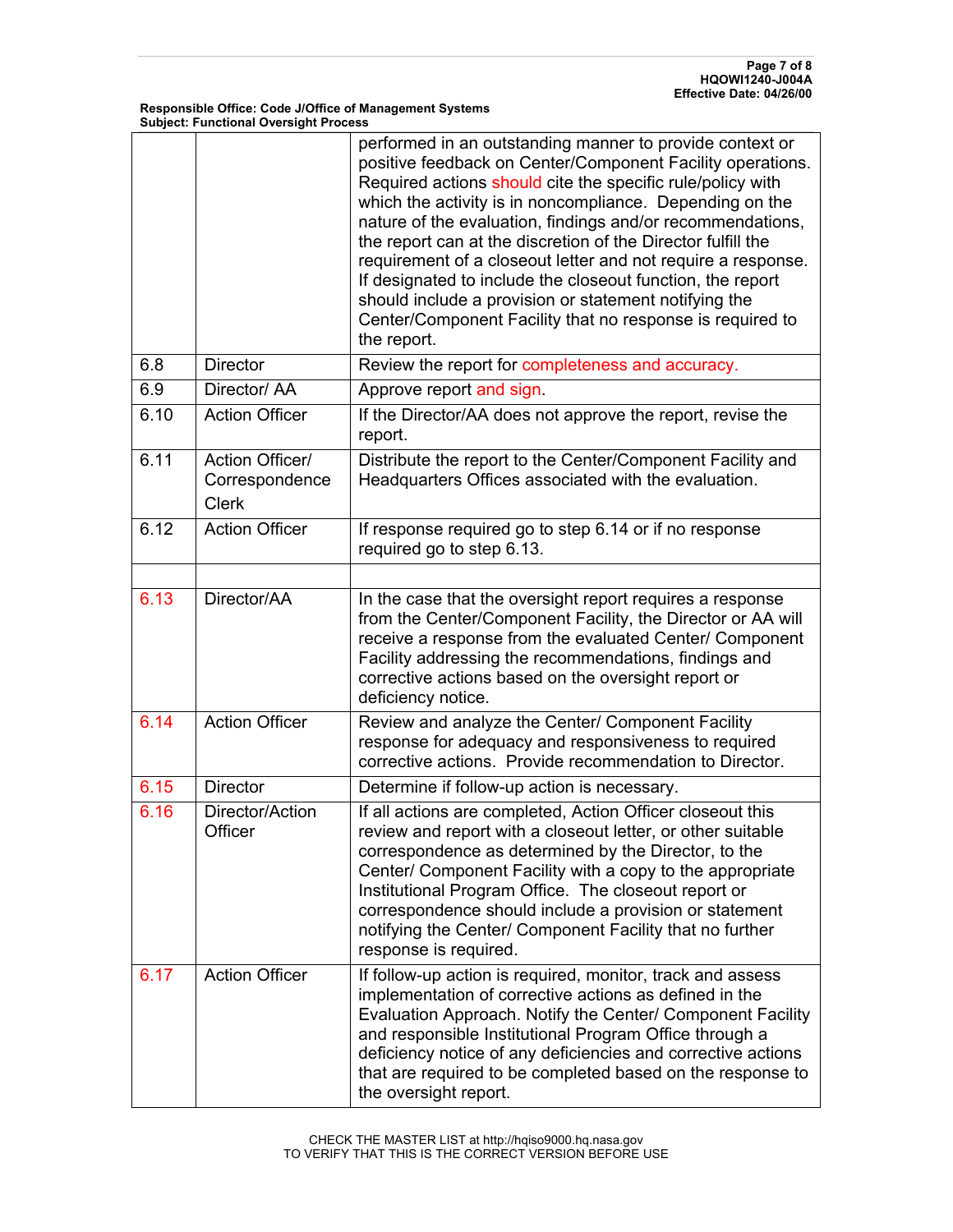| | | |
|---|---|---|
| | | performed in an outstanding manner to provide context or positive feedback on Center/Component Facility operations. Required actions should cite the specific rule/policy with which the activity is in noncompliance. Depending on the nature of the evaluation, findings and/or recommendations, the report can at the discretion of the Director fulfill the requirement of a closeout letter and not require a response. If designated to include the closeout function, the report should include a provision or statement notifying the Center/Component Facility that no response is required to the report. |
| 6.8 | Director | Review the report for completeness and accuracy. |
| 6.9 | Director/ AA | Approve report and sign. |
| 6.10 | Action Officer | If the Director/AA does not approve the report, revise the report. |
| 6.11 | Action Officer/ Correspondence Clerk | Distribute the report to the Center/Component Facility and Headquarters Offices associated with the evaluation. |
| 6.12 | Action Officer | If response required go to step 6.14 or if no response required go to step 6.13. |
| | | |
| 6.13 | Director/AA | In the case that the oversight report requires a response from the Center/Component Facility, the Director or AA will receive a response from the evaluated Center/ Component Facility addressing the recommendations, findings and corrective actions based on the oversight report or deficiency notice. |
| 6.14 | Action Officer | Review and analyze the Center/ Component Facility response for adequacy and responsiveness to required corrective actions. Provide recommendation to Director. |
| 6.15 | Director | Determine if follow-up action is necessary. |
| 6.16 | Director/Action Officer | If all actions are completed, Action Officer closeout this review and report with a closeout letter, or other suitable correspondence as determined by the Director, to the Center/ Component Facility with a copy to the appropriate Institutional Program Office. The closeout report or correspondence should include a provision or statement notifying the Center/ Component Facility that no further response is required. |
| 6.17 | Action Officer | If follow-up action is required, monitor, track and assess implementation of corrective actions as defined in the Evaluation Approach. Notify the Center/ Component Facility and responsible Institutional Program Office through a deficiency notice of any deficiencies and corrective actions that are required to be completed based on the response to the oversight report. |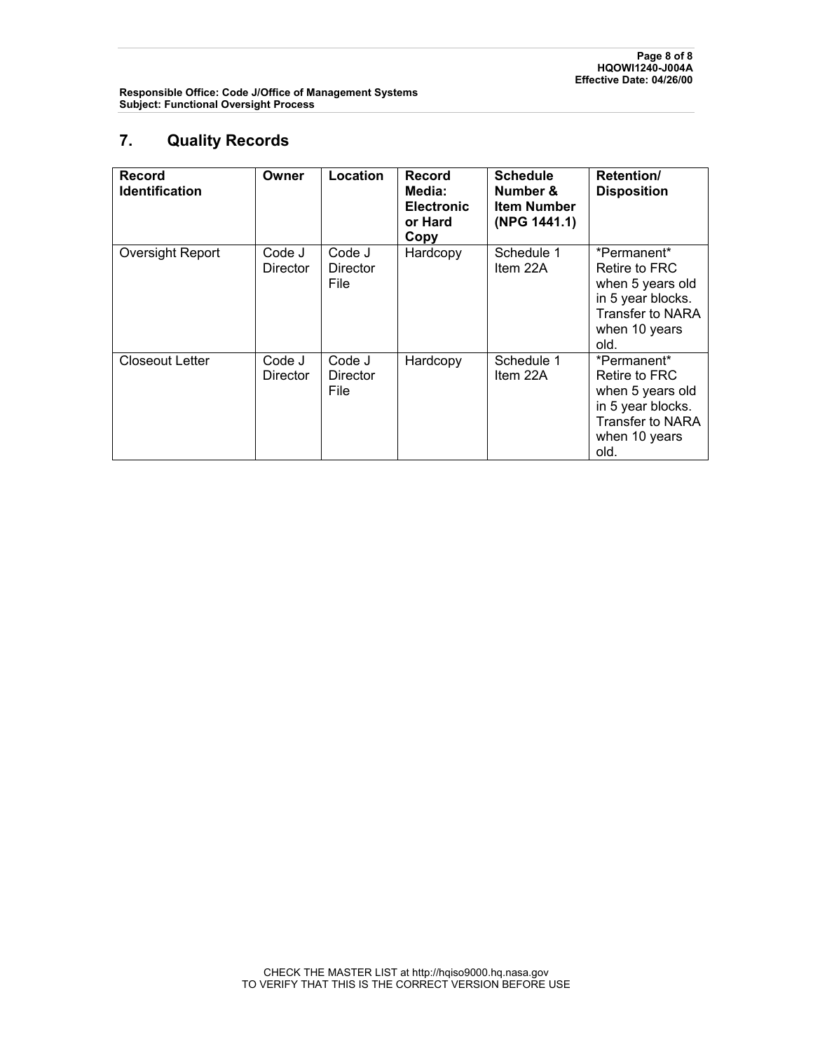## 7. Quality Records

| Record Identification | Owner | Location | Record Media: Electronic or Hard Copy | Schedule Number & Item Number (NPG 1441.1) | Retention/ Disposition |
|---|---|---|---|---|---|
| Oversight Report | Code J Director | Code J Director File | Hardcopy | Schedule 1 Item 22A | *Permanent* Retire to FRC when 5 years old in 5 year blocks. Transfer to NARA when 10 years old. |
| Closeout Letter | Code J Director | Code J Director File | Hardcopy | Schedule 1 Item 22A | *Permanent* Retire to FRC when 5 years old in 5 year blocks. Transfer to NARA when 10 years old. |

CHECK THE MASTER LIST at http://hqiso9000.hq.nasa.gov
TO VERIFY THAT THIS IS THE CORRECT VERSION BEFORE USE